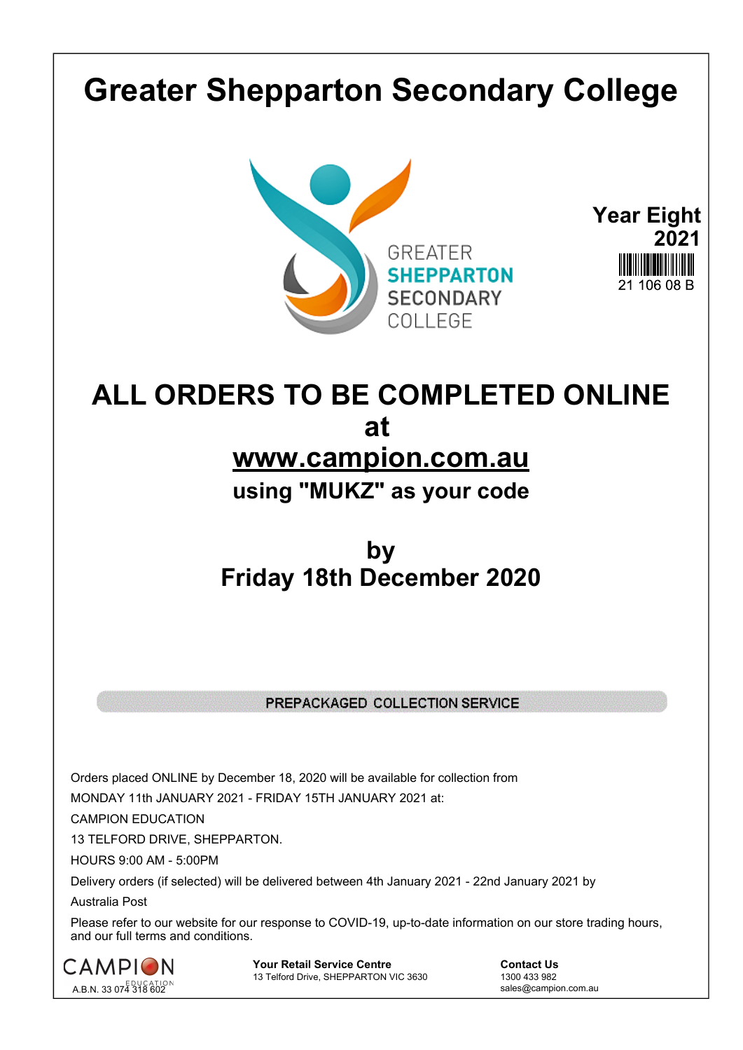# Greater Shepparton Secondary College

GREATER
SHEPPARTON
SECONDARY
COLLEGE

**Year Eight 2021**

21 106 08 B

## ALL ORDERS TO BE COMPLETED ONLINE at www.campion.com.au

### using "MUKZ" as your code

## by Friday 18th December 2020

**PREPACKAGED COLLECTION SERVICE**

Orders placed ONLINE by December 18, 2020 will be available for collection from

MONDAY 11th JANUARY 2021 - FRIDAY 15TH JANUARY 2021 at:

CAMPION EDUCATION

13 TELFORD DRIVE, SHEPPARTON.

HOURS 9:00 AM - 5:00PM

Delivery orders (if selected) will be delivered between 4th January 2021 - 22nd January 2021 by Australia Post

Please refer to our website for our response to COVID-19, up-to-date information on our store trading hours, and our full terms and conditions.

CAMPION EDUCATION
A.B.N. 33 074 318 602

**Your Retail Service Centre**
13 Telford Drive, SHEPPARTON VIC 3630

**Contact Us**
1300 433 982
sales@campion.com.au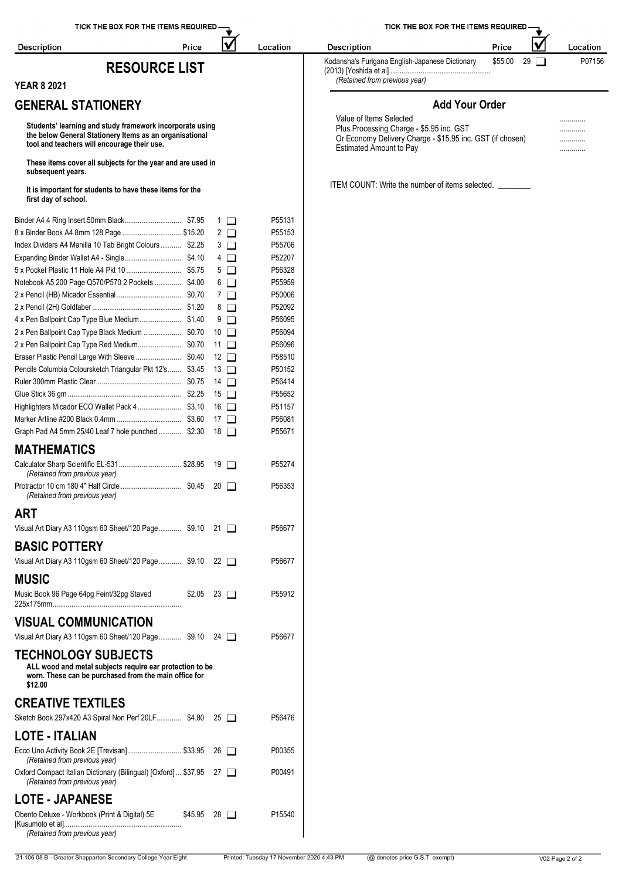TICK THE BOX FOR THE ITEMS REQUIRED

# RESOURCE LIST

**YEAR 8 2021**

## GENERAL STATIONERY

**Students' learning and study framework incorporate using the below General Stationery Items as an organisational tool and teachers will encourage their use.**

**These items cover all subjects for the year and are used in subsequent years.**

**It is important for students to have these items for the first day of school.**

| Description | Price | ☑ | Location |
|---|---|---|---|
| Binder A4 4 Ring Insert 50mm Black | $7.95 | 1 ❑ | P55131 |
| 8 x Binder Book A4 8mm 128 Page | $15.20 | 2 ❑ | P55153 |
| Index Dividers A4 Manilla 10 Tab Bright Colours | $2.25 | 3 ❑ | P55706 |
| Expanding Binder Wallet A4 - Single | $4.10 | 4 ❑ | P52207 |
| 5 x Pocket Plastic 11 Hole A4 Pkt 10 | $5.75 | 5 ❑ | P56328 |
| Notebook A5 200 Page Q570/P570 2 Pockets | $4.00 | 6 ❑ | P55959 |
| 2 x Pencil (HB) Micador Essential | $0.70 | 7 ❑ | P50006 |
| 2 x Pencil (2H) Goldfaber | $1.20 | 8 ❑ | P52092 |
| 4 x Pen Ballpoint Cap Type Blue Medium | $1.40 | 9 ❑ | P56095 |
| 2 x Pen Ballpoint Cap Type Black Medium | $0.70 | 10 ❑ | P56094 |
| 2 x Pen Ballpoint Cap Type Red Medium | $0.70 | 11 ❑ | P56096 |
| Eraser Plastic Pencil Large With Sleeve | $0.40 | 12 ❑ | P58510 |
| Pencils Columbia Coloursketch Triangular Pkt 12's | $3.45 | 13 ❑ | P50152 |
| Ruler 300mm Plastic Clear | $0.75 | 14 ❑ | P56414 |
| Glue Stick 36 gm | $2.25 | 15 ❑ | P55652 |
| Highlighters Micador ECO Wallet Pack 4 | $3.10 | 16 ❑ | P51157 |
| Marker Artline #200 Black 0.4mm | $3.60 | 17 ❑ | P56081 |
| Graph Pad A4 5mm 25/40 Leaf 7 hole punched | $2.30 | 18 ❑ | P55671 |

## MATHEMATICS

| Description | Price | ☑ | Location |
|---|---|---|---|
| Calculator Sharp Scientific EL-531 *(Retained from previous year)* | $28.95 | 19 ❑ | P55274 |
| Protractor 10 cm 180 4" Half Circle *(Retained from previous year)* | $0.45 | 20 ❑ | P56353 |

## ART

| Description | Price | ☑ | Location |
|---|---|---|---|
| Visual Art Diary A3 110gsm 60 Sheet/120 Page | $9.10 | 21 ❑ | P56677 |

## BASIC POTTERY

| Description | Price | ☑ | Location |
|---|---|---|---|
| Visual Art Diary A3 110gsm 60 Sheet/120 Page | $9.10 | 22 ❑ | P56677 |

## MUSIC

| Description | Price | ☑ | Location |
|---|---|---|---|
| Music Book 96 Page 64pg Feint/32pg Staved 225x175mm | $2.05 | 23 ❑ | P55912 |

## VISUAL COMMUNICATION

| Description | Price | ☑ | Location |
|---|---|---|---|
| Visual Art Diary A3 110gsm 60 Sheet/120 Page | $9.10 | 24 ❑ | P56677 |

## TECHNOLOGY SUBJECTS

**ALL wood and metal subjects require ear protection to be worn. These can be purchased from the main office for $12.00**

## CREATIVE TEXTILES

| Description | Price | ☑ | Location |
|---|---|---|---|
| Sketch Book 297x420 A3 Spiral Non Perf 20LF | $4.80 | 25 ❑ | P56476 |

## LOTE - ITALIAN

| Description | Price | ☑ | Location |
|---|---|---|---|
| Ecco Uno Activity Book 2E [Trevisan] *(Retained from previous year)* | $33.95 | 26 ❑ | P00355 |
| Oxford Compact Italian Dictionary (Bilingual) [Oxford] *(Retained from previous year)* | $37.95 | 27 ❑ | P00491 |

## LOTE - JAPANESE

| Description | Price | ☑ | Location |
|---|---|---|---|
| Obento Deluxe - Workbook (Print & Digital) 5E [Kusumoto et al] *(Retained from previous year)* | $45.95 | 28 ❑ | P15540 |
| Kodansha's Furigana English-Japanese Dictionary (2013) [Yoshida et al] *(Retained from previous year)* | $55.00 | 29 ❑ | P07156 |

## Add Your Order

| | |
|---|---|
| Value of Items Selected | ............ |
| Plus Processing Charge - $5.95 inc. GST | ............ |
| Or Economy Delivery Charge - $15.95 inc. GST (if chosen) | ............ |
| Estimated Amount to Pay | ............ |

ITEM COUNT: Write the number of items selected. ________

21 106 08 B - Greater Shepparton Secondary College Year Eight    Printed: Tuesday 17 November 2020 4:43 PM    (@ denotes price G.S.T. exempt)    V02